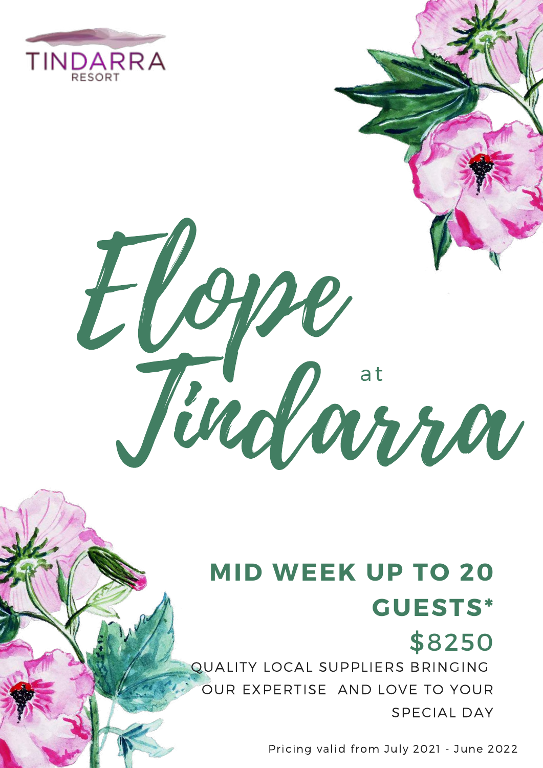TINDARRA
RESORT

# Elope at Tindarra

## MID WEEK UP TO 20 GUESTS*

## $8250

QUALITY LOCAL SUPPLIERS BRINGING OUR EXPERTISE AND LOVE TO YOUR SPECIAL DAY

Pricing valid from July 2021 - June 2022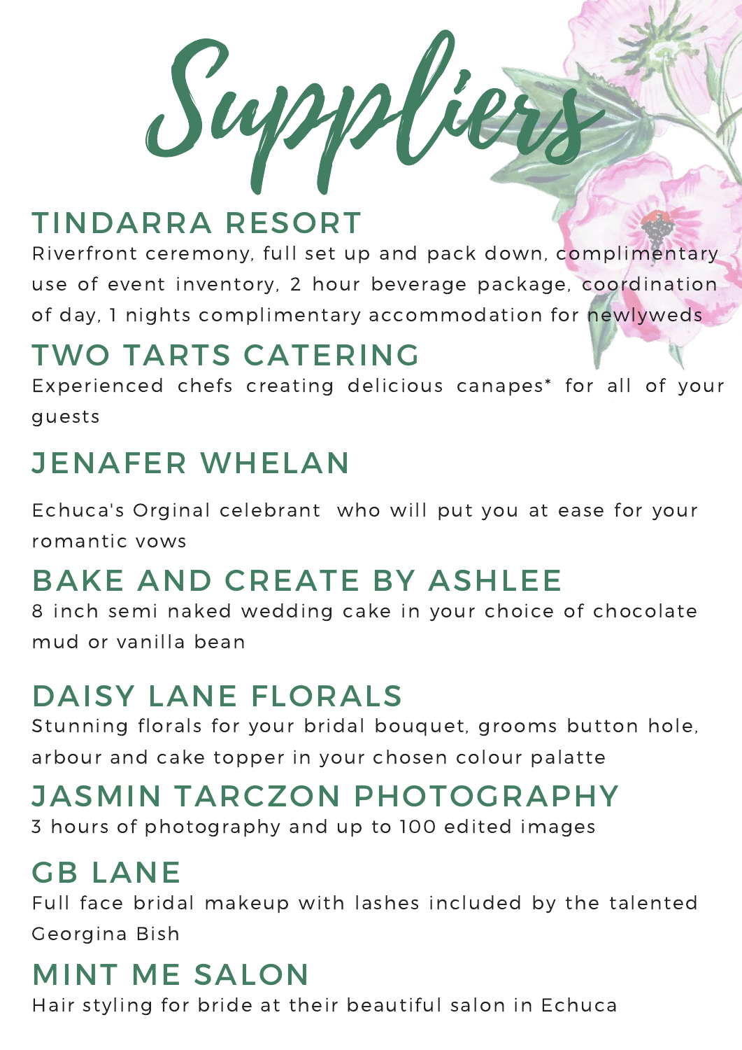# Suppliers

## TINDARRA RESORT

Riverfront ceremony, full set up and pack down, complimentary use of event inventory, 2 hour beverage package, coordination of day, 1 nights complimentary accommodation for newlyweds

## TWO TARTS CATERING

Experienced chefs creating delicious canapes* for all of your guests

## JENAFER WHELAN

Echuca's Orginal celebrant who will put you at ease for your romantic vows

## BAKE AND CREATE BY ASHLEE

8 inch semi naked wedding cake in your choice of chocolate mud or vanilla bean

## DAISY LANE FLORALS

Stunning florals for your bridal bouquet, grooms button hole, arbour and cake topper in your chosen colour palatte

## JASMIN TARCZON PHOTOGRAPHY

3 hours of photography and up to 100 edited images

## GB LANE

Full face bridal makeup with lashes included by the talented Georgina Bish

## MINT ME SALON

Hair styling for bride at their beautiful salon in Echuca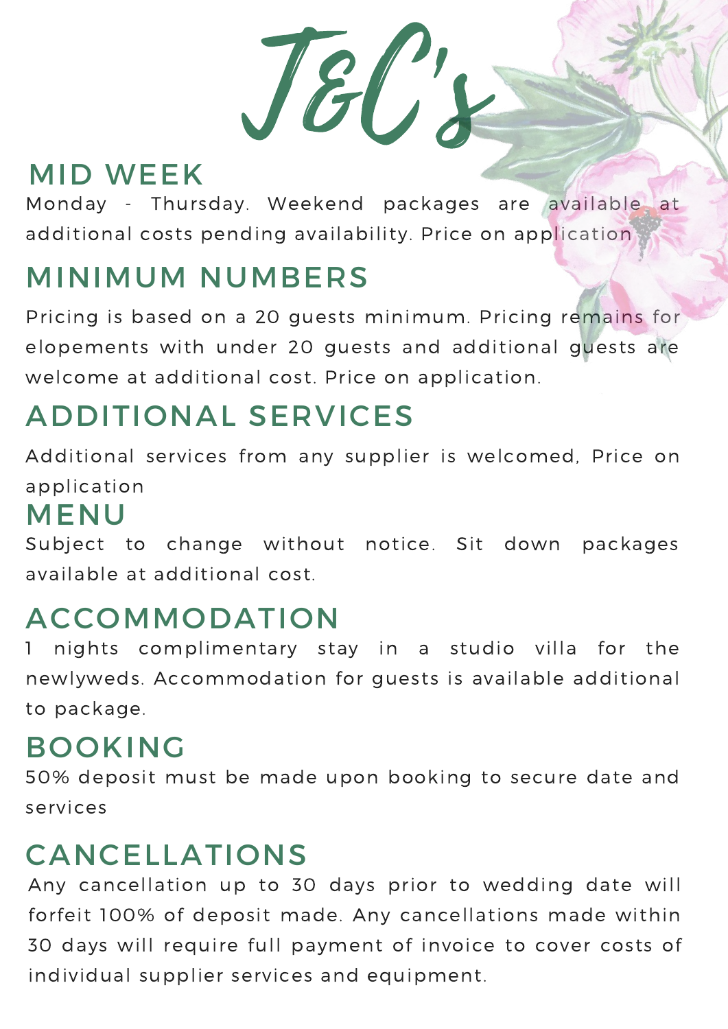# T&C's

## MID WEEK

Monday - Thursday. Weekend packages are available at additional costs pending availability. Price on application

## MINIMUM NUMBERS

Pricing is based on a 20 guests minimum. Pricing remains for elopements with under 20 guests and additional guests are welcome at additional cost. Price on application.

## ADDITIONAL SERVICES

Additional services from any supplier is welcomed, Price on application

## MENU

Subject to change without notice. Sit down packages available at additional cost.

## ACCOMMODATION

1 nights complimentary stay in a studio villa for the newlyweds. Accommodation for guests is available additional to package.

## BOOKING

50% deposit must be made upon booking to secure date and services

## CANCELLATIONS

Any cancellation up to 30 days prior to wedding date will forfeit 100% of deposit made. Any cancellations made within 30 days will require full payment of invoice to cover costs of individual supplier services and equipment.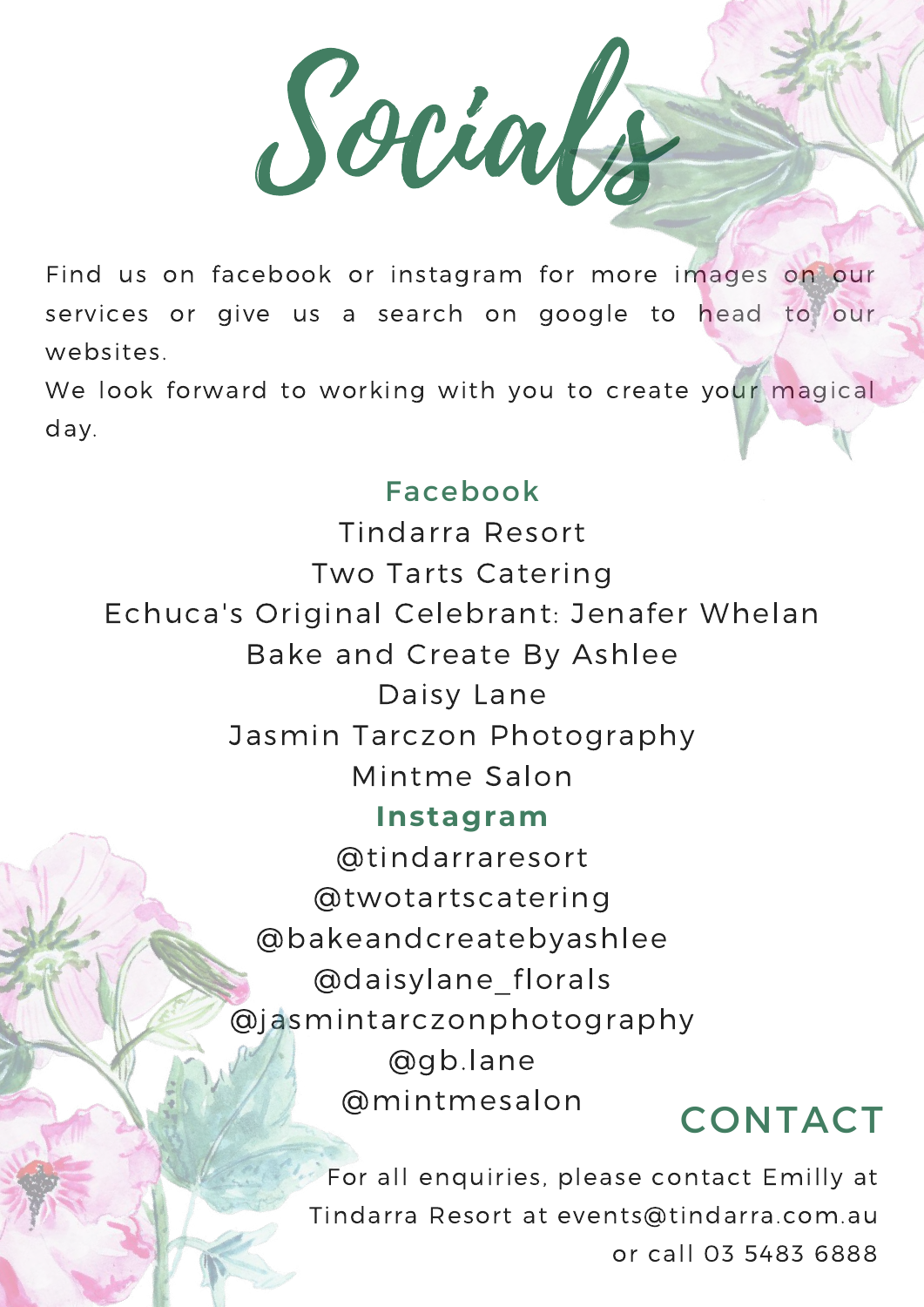# Socials

Find us on facebook or instagram for more images on our services or give us a search on google to head to our websites.

We look forward to working with you to create your magical day.

**Facebook**

Tindarra Resort

Two Tarts Catering

Echuca's Original Celebrant: Jenafer Whelan

Bake and Create By Ashlee

Daisy Lane

Jasmin Tarczon Photography

Mintme Salon

**Instagram**

@tindarraresort

@twotartscatering

@bakeandcreatebyashlee

@daisylane_florals

@jasmintarczonphotography

@gb.lane

@mintmesalon

## CONTACT

For all enquiries, please contact Emilly at Tindarra Resort at events@tindarra.com.au or call 03 5483 6888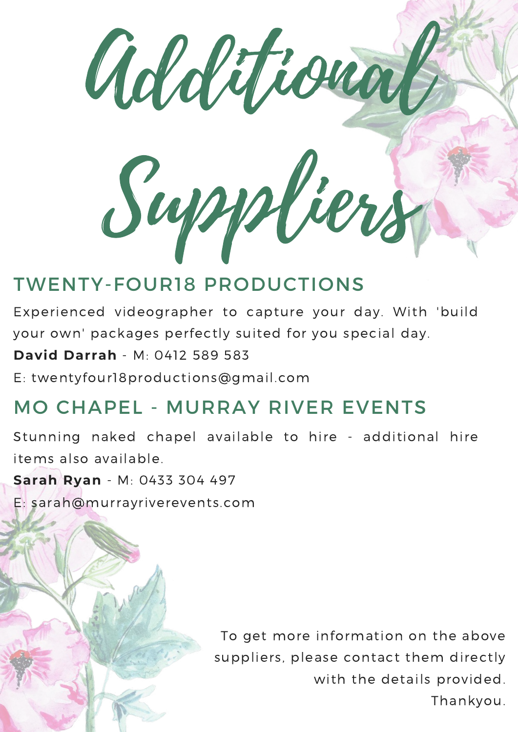# Additional Suppliers

## TWENTY-FOUR18 PRODUCTIONS

Experienced videographer to capture your day. With 'build your own' packages perfectly suited for you special day.

**David Darrah** - M: 0412 589 583

E: twentyfour18productions@gmail.com

## MO CHAPEL - MURRAY RIVER EVENTS

Stunning naked chapel available to hire - additional hire items also available.

**Sarah Ryan** - M: 0433 304 497

E: sarah@murrayriverevents.com

To get more information on the above suppliers, please contact them directly with the details provided. Thankyou.